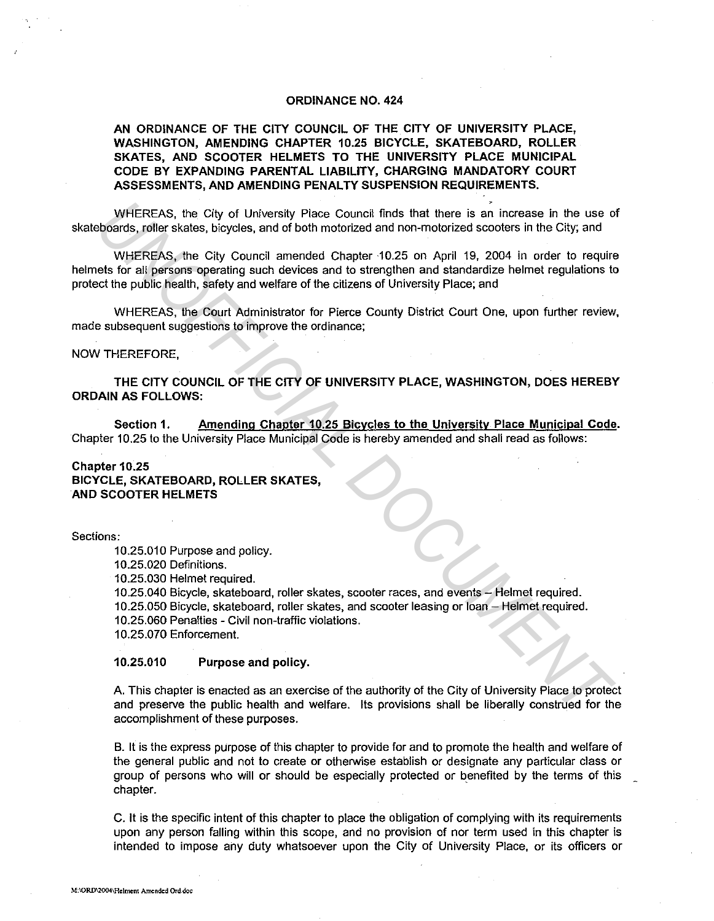# ORDINANCE NO. 424

**AN ORDINANCE OF THE CITY COUNCIL OF THE CITY OF UNIVERSITY PLACE, WASHINGTON, AMENDING CHAPTER 10.25 BICYCLE, SKATEBOARD, ROLLER SKATES, AND SCOOTER HELMETS TO THE UNIVERSITY PLACE MUNICIPAL CODE BY EXPANDING PARENTAL LIABILITY, CHARGING MANDATORY COURT ASSESSMENTS, AND AMENDING PENALTY SUSPENSION REQUIREMENTS.**

WHEREAS, the City of University Place Council finds that there is an increase in the use of skateboards, roller skates, bicycles, and of both motorized and non-motorized scooters in the City; and

WHEREAS, the City Council amended Chapter 10.25 on April 19, 2004 in order to require helmets for all persons operating such devices and to strengthen and standardize helmet regulations to protect the public health, safety and welfare of the citizens of University Place; and

WHEREAS, the Court Administrator for Pierce County District Court One, upon further review, made subsequent suggestions to improve the ordinance;

NOW THEREFORE,

**THE CITY COUNCIL OF THE CITY OF UNIVERSITY PLACE, WASHINGTON, DOES HEREBY ORDAIN AS FOLLOWS:**

**Section 1.** Amending Chapter 10.25 Bicycles to the University Place Municipal Code. Chapter 10.25 to the University Place Municipal Code is hereby amended and shall read as follows:

**Chapter 10.25**
**BICYCLE, SKATEBOARD, ROLLER SKATES, AND SCOOTER HELMETS**

Sections:

10.25.010 Purpose and policy.
10.25.020 Definitions.
10.25.030 Helmet required.
10.25.040 Bicycle, skateboard, roller skates, scooter races, and events – Helmet required.
10.25.050 Bicycle, skateboard, roller skates, and scooter leasing or loan – Helmet required.
10.25.060 Penalties - Civil non-traffic violations.
10.25.070 Enforcement.

**10.25.010 Purpose and policy.**

A. This chapter is enacted as an exercise of the authority of the City of University Place to protect and preserve the public health and welfare. Its provisions shall be liberally construed for the accomplishment of these purposes.

B. It is the express purpose of this chapter to provide for and to promote the health and welfare of the general public and not to create or otherwise establish or designate any particular class or group of persons who will or should be especially protected or benefited by the terms of this chapter.

C. It is the specific intent of this chapter to place the obligation of complying with its requirements upon any person falling within this scope, and no provision of nor term used in this chapter is intended to impose any duty whatsoever upon the City of University Place, or its officers or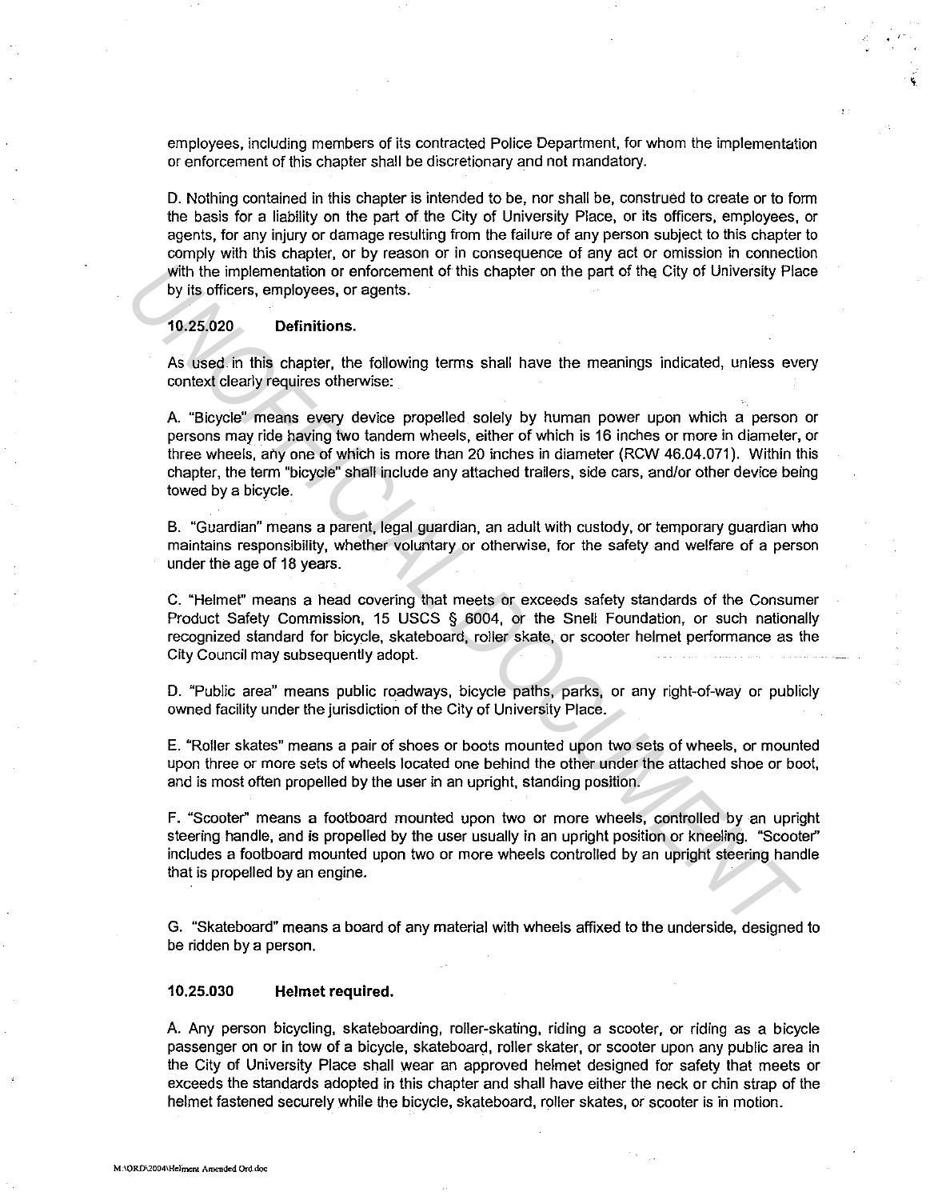employees, including members of its contracted Police Department, for whom the implementation or enforcement of this chapter shall be discretionary and not mandatory.

D. Nothing contained in this chapter is intended to be, nor shall be, construed to create or to form the basis for a liability on the part of the City of University Place, or its officers, employees, or agents, for any injury or damage resulting from the failure of any person subject to this chapter to comply with this chapter, or by reason or in consequence of any act or omission in connection with the implementation or enforcement of this chapter on the part of the City of University Place by its officers, employees, or agents.

**10.25.020 Definitions.**

As used in this chapter, the following terms shall have the meanings indicated, unless every context clearly requires otherwise:

A. "Bicycle" means every device propelled solely by human power upon which a person or persons may ride having two tandem wheels, either of which is 16 inches or more in diameter, or three wheels, any one of which is more than 20 inches in diameter (RCW 46.04.071). Within this chapter, the term "bicycle" shall include any attached trailers, side cars, and/or other device being towed by a bicycle.

B. "Guardian" means a parent, legal guardian, an adult with custody, or temporary guardian who maintains responsibility, whether voluntary or otherwise, for the safety and welfare of a person under the age of 18 years.

C. "Helmet" means a head covering that meets or exceeds safety standards of the Consumer Product Safety Commission, 15 USCS § 6004, or the Snell Foundation, or such nationally recognized standard for bicycle, skateboard, roller skate, or scooter helmet performance as the City Council may subsequently adopt.

D. "Public area" means public roadways, bicycle paths, parks, or any right-of-way or publicly owned facility under the jurisdiction of the City of University Place.

E. "Roller skates" means a pair of shoes or boots mounted upon two sets of wheels, or mounted upon three or more sets of wheels located one behind the other under the attached shoe or boot, and is most often propelled by the user in an upright, standing position.

F. "Scooter" means a footboard mounted upon two or more wheels, controlled by an upright steering handle, and is propelled by the user usually in an upright position or kneeling. "Scooter" includes a footboard mounted upon two or more wheels controlled by an upright steering handle that is propelled by an engine.

G. "Skateboard" means a board of any material with wheels affixed to the underside, designed to be ridden by a person.

**10.25.030 Helmet required.**

A. Any person bicycling, skateboarding, roller-skating, riding a scooter, or riding as a bicycle passenger on or in tow of a bicycle, skateboard, roller skater, or scooter upon any public area in the City of University Place shall wear an approved helmet designed for safety that meets or exceeds the standards adopted in this chapter and shall have either the neck or chin strap of the helmet fastened securely while the bicycle, skateboard, roller skates, or scooter is in motion.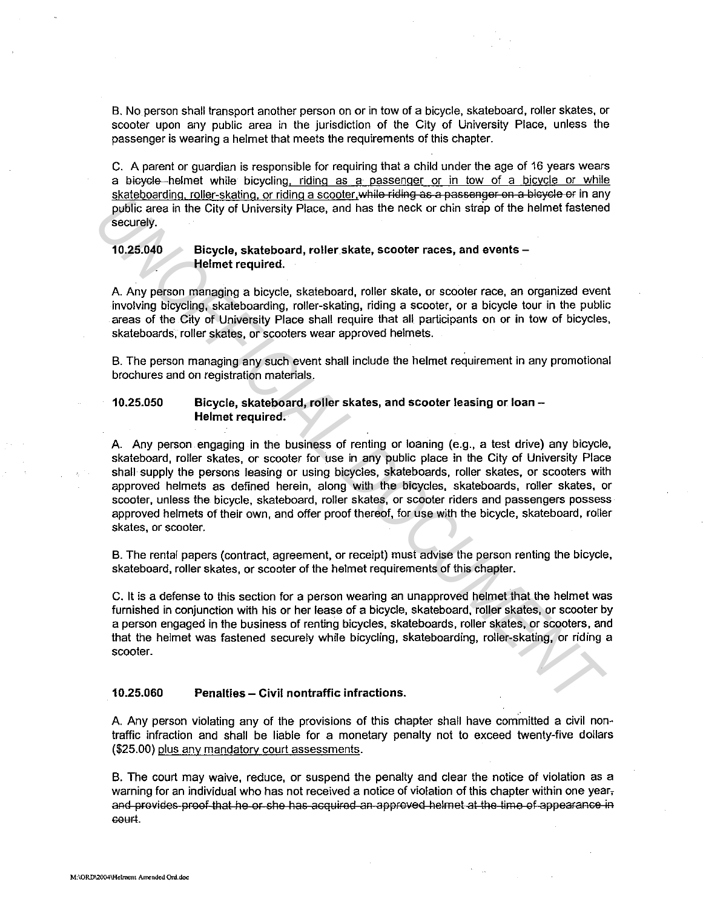B. No person shall transport another person on or in tow of a bicycle, skateboard, roller skates, or scooter upon any public area in the jurisdiction of the City of University Place, unless the passenger is wearing a helmet that meets the requirements of this chapter.

C. A parent or guardian is responsible for requiring that a child under the age of 16 years wears a ~~bicycle~~ helmet while bicycling, riding as a passenger or in tow of a bicycle or while skateboarding, roller-skating, or riding a scooter,~~while riding as a passenger on a bicycle or~~ in any public area in the City of University Place, and has the neck or chin strap of the helmet fastened securely.

### 10.25.040 Bicycle, skateboard, roller skate, scooter races, and events – Helmet required.

A. Any person managing a bicycle, skateboard, roller skate, or scooter race, an organized event involving bicycling, skateboarding, roller-skating, riding a scooter, or a bicycle tour in the public areas of the City of University Place shall require that all participants on or in tow of bicycles, skateboards, roller skates, or scooters wear approved helmets.

B. The person managing any such event shall include the helmet requirement in any promotional brochures and on registration materials.

### 10.25.050 Bicycle, skateboard, roller skates, and scooter leasing or loan – Helmet required.

A. Any person engaging in the business of renting or loaning (e.g., a test drive) any bicycle, skateboard, roller skates, or scooter for use in any public place in the City of University Place shall supply the persons leasing or using bicycles, skateboards, roller skates, or scooters with approved helmets as defined herein, along with the bicycles, skateboards, roller skates, or scooter, unless the bicycle, skateboard, roller skates, or scooter riders and passengers possess approved helmets of their own, and offer proof thereof, for use with the bicycle, skateboard, roller skates, or scooter.

B. The rental papers (contract, agreement, or receipt) must advise the person renting the bicycle, skateboard, roller skates, or scooter of the helmet requirements of this chapter.

C. It is a defense to this section for a person wearing an unapproved helmet that the helmet was furnished in conjunction with his or her lease of a bicycle, skateboard, roller skates, or scooter by a person engaged in the business of renting bicycles, skateboards, roller skates, or scooters, and that the helmet was fastened securely while bicycling, skateboarding, roller-skating, or riding a scooter.

### 10.25.060 Penalties – Civil nontraffic infractions.

A. Any person violating any of the provisions of this chapter shall have committed a civil non-traffic infraction and shall be liable for a monetary penalty not to exceed twenty-five dollars ($25.00) plus any mandatory court assessments.

B. The court may waive, reduce, or suspend the penalty and clear the notice of violation as a warning for an individual who has not received a notice of violation of this chapter within one year~~, and provides proof that he or she has acquired an approved helmet at the time of appearance in court~~.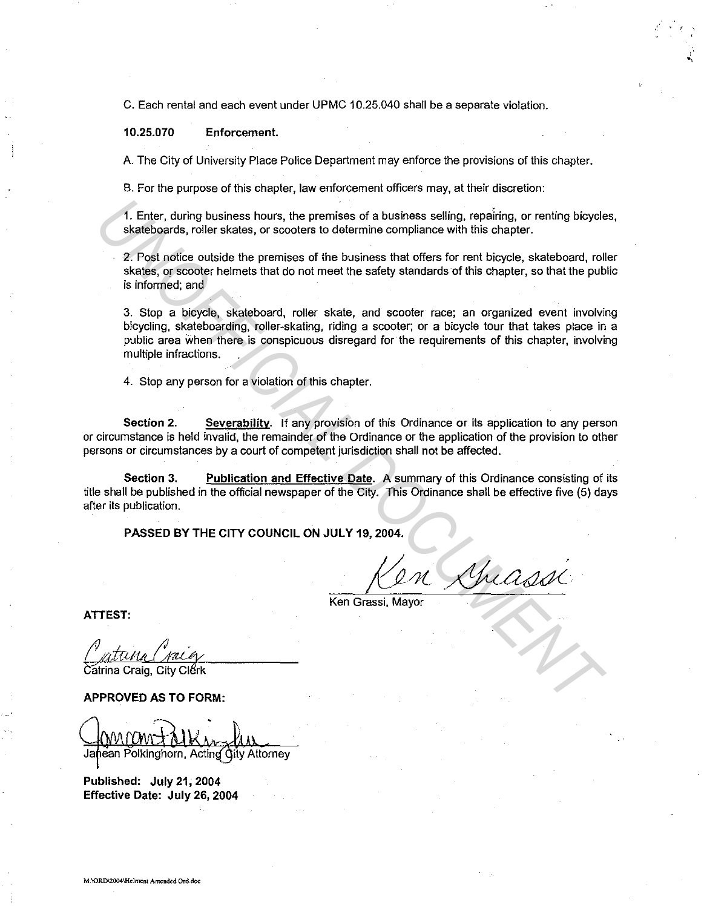C. Each rental and each event under UPMC 10.25.040 shall be a separate violation.

**10.25.070 Enforcement.**

A. The City of University Place Police Department may enforce the provisions of this chapter.

B. For the purpose of this chapter, law enforcement officers may, at their discretion:

1. Enter, during business hours, the premises of a business selling, repairing, or renting bicycles, skateboards, roller skates, or scooters to determine compliance with this chapter.

2. Post notice outside the premises of the business that offers for rent bicycle, skateboard, roller skates, or scooter helmets that do not meet the safety standards of this chapter, so that the public is informed; and

3. Stop a bicycle, skateboard, roller skate, and scooter race; an organized event involving bicycling, skateboarding, roller-skating, riding a scooter; or a bicycle tour that takes place in a public area when there is conspicuous disregard for the requirements of this chapter, involving multiple infractions.

4. Stop any person for a violation of this chapter.

**Section 2.** **Severability**. If any provision of this Ordinance or its application to any person or circumstance is held invalid, the remainder of the Ordinance or the application of the provision to other persons or circumstances by a court of competent jurisdiction shall not be affected.

**Section 3.** **Publication and Effective Date**. A summary of this Ordinance consisting of its title shall be published in the official newspaper of the City. This Ordinance shall be effective five (5) days after its publication.

**PASSED BY THE CITY COUNCIL ON JULY 19, 2004.**

Ken Grassi

Ken Grassi, Mayor

**ATTEST:**

Catrina Craig

Catrina Craig, City Clerk

**APPROVED AS TO FORM:**

Janean Polkinghorn

Janean Polkinghorn, Acting City Attorney

**Published: July 21, 2004**
**Effective Date: July 26, 2004**

M:\ORD\2004\Helment Amended Ord.doc